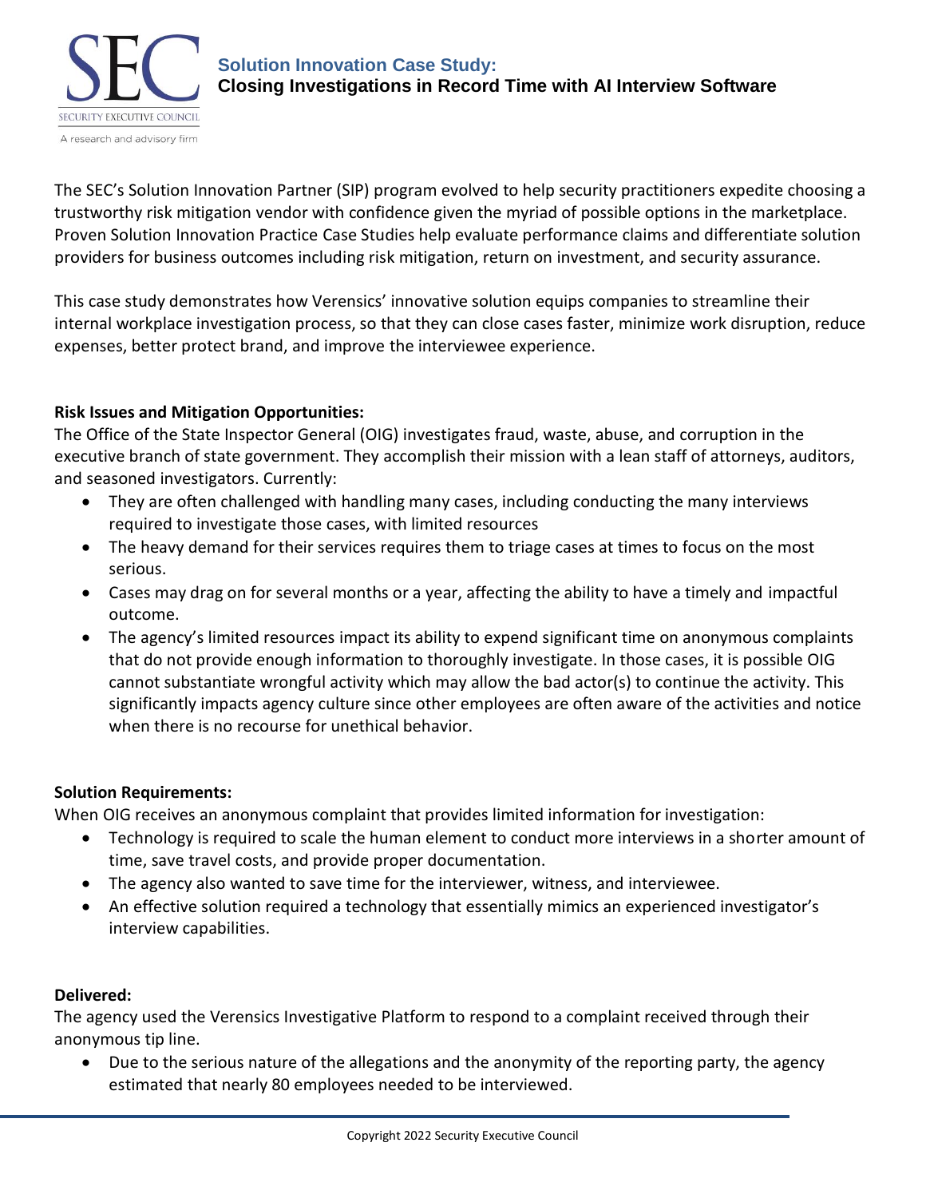# Solution Innovation Case Study:
## Closing Investigations in Record Time with AI Interview Software

The SEC's Solution Innovation Partner (SIP) program evolved to help security practitioners expedite choosing a trustworthy risk mitigation vendor with confidence given the myriad of possible options in the marketplace. Proven Solution Innovation Practice Case Studies help evaluate performance claims and differentiate solution providers for business outcomes including risk mitigation, return on investment, and security assurance.

This case study demonstrates how Verensics' innovative solution equips companies to streamline their internal workplace investigation process, so that they can close cases faster, minimize work disruption, reduce expenses, better protect brand, and improve the interviewee experience.

**Risk Issues and Mitigation Opportunities:**

The Office of the State Inspector General (OIG) investigates fraud, waste, abuse, and corruption in the executive branch of state government. They accomplish their mission with a lean staff of attorneys, auditors, and seasoned investigators. Currently:

- They are often challenged with handling many cases, including conducting the many interviews required to investigate those cases, with limited resources
- The heavy demand for their services requires them to triage cases at times to focus on the most serious.
- Cases may drag on for several months or a year, affecting the ability to have a timely and impactful outcome.
- The agency's limited resources impact its ability to expend significant time on anonymous complaints that do not provide enough information to thoroughly investigate. In those cases, it is possible OIG cannot substantiate wrongful activity which may allow the bad actor(s) to continue the activity. This significantly impacts agency culture since other employees are often aware of the activities and notice when there is no recourse for unethical behavior.

**Solution Requirements:**

When OIG receives an anonymous complaint that provides limited information for investigation:

- Technology is required to scale the human element to conduct more interviews in a shorter amount of time, save travel costs, and provide proper documentation.
- The agency also wanted to save time for the interviewer, witness, and interviewee.
- An effective solution required a technology that essentially mimics an experienced investigator's interview capabilities.

**Delivered:**

The agency used the Verensics Investigative Platform to respond to a complaint received through their anonymous tip line.

- Due to the serious nature of the allegations and the anonymity of the reporting party, the agency estimated that nearly 80 employees needed to be interviewed.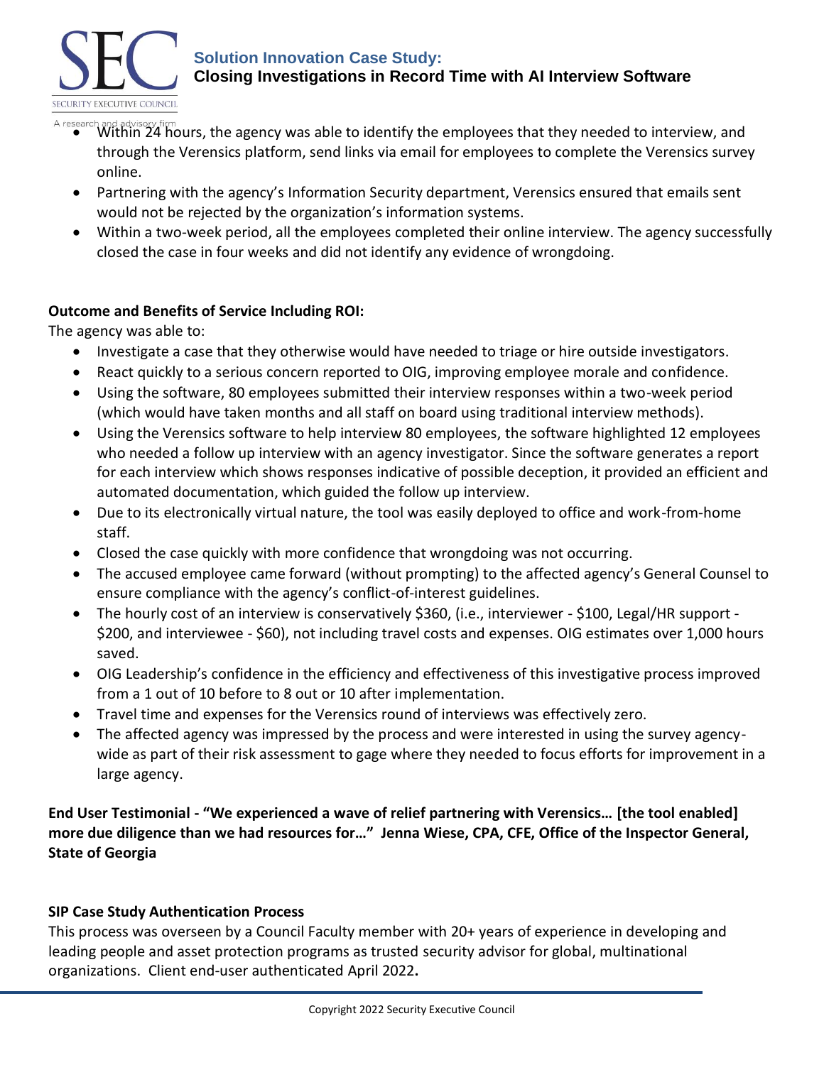- Within 24 hours, the agency was able to identify the employees that they needed to interview, and through the Verensics platform, send links via email for employees to complete the Verensics survey online.
- Partnering with the agency's Information Security department, Verensics ensured that emails sent would not be rejected by the organization's information systems.
- Within a two-week period, all the employees completed their online interview. The agency successfully closed the case in four weeks and did not identify any evidence of wrongdoing.

**Outcome and Benefits of Service Including ROI:**

The agency was able to:

- Investigate a case that they otherwise would have needed to triage or hire outside investigators.
- React quickly to a serious concern reported to OIG, improving employee morale and confidence.
- Using the software, 80 employees submitted their interview responses within a two-week period (which would have taken months and all staff on board using traditional interview methods).
- Using the Verensics software to help interview 80 employees, the software highlighted 12 employees who needed a follow up interview with an agency investigator. Since the software generates a report for each interview which shows responses indicative of possible deception, it provided an efficient and automated documentation, which guided the follow up interview.
- Due to its electronically virtual nature, the tool was easily deployed to office and work-from-home staff.
- Closed the case quickly with more confidence that wrongdoing was not occurring.
- The accused employee came forward (without prompting) to the affected agency's General Counsel to ensure compliance with the agency's conflict-of-interest guidelines.
- The hourly cost of an interview is conservatively $360, (i.e., interviewer - $100, Legal/HR support - $200, and interviewee - $60), not including travel costs and expenses. OIG estimates over 1,000 hours saved.
- OIG Leadership's confidence in the efficiency and effectiveness of this investigative process improved from a 1 out of 10 before to 8 out or 10 after implementation.
- Travel time and expenses for the Verensics round of interviews was effectively zero.
- The affected agency was impressed by the process and were interested in using the survey agency-wide as part of their risk assessment to gage where they needed to focus efforts for improvement in a large agency.

**End User Testimonial - "We experienced a wave of relief partnering with Verensics… [the tool enabled] more due diligence than we had resources for…" Jenna Wiese, CPA, CFE, Office of the Inspector General, State of Georgia**

**SIP Case Study Authentication Process**

This process was overseen by a Council Faculty member with 20+ years of experience in developing and leading people and asset protection programs as trusted security advisor for global, multinational organizations. Client end-user authenticated April 2022**.**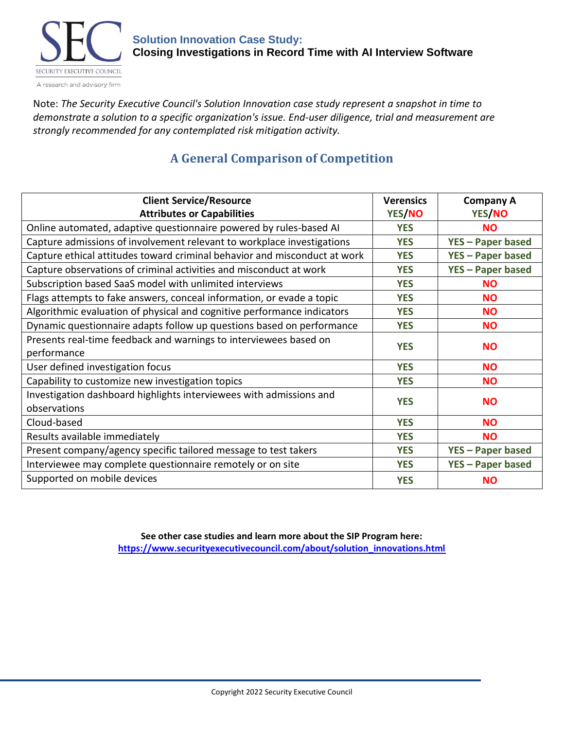**Solution Innovation Case Study:**
**Closing Investigations in Record Time with AI Interview Software**

Note: *The Security Executive Council's Solution Innovation case study represent a snapshot in time to demonstrate a solution to a specific organization's issue. End-user diligence, trial and measurement are strongly recommended for any contemplated risk mitigation activity.*

## A General Comparison of Competition

| Client Service/Resource Attributes or Capabilities | Verensics YES/NO | Company A YES/NO |
|---|---|---|
| Online automated, adaptive questionnaire powered by rules-based AI | YES | NO |
| Capture admissions of involvement relevant to workplace investigations | YES | YES – Paper based |
| Capture ethical attitudes toward criminal behavior and misconduct at work | YES | YES – Paper based |
| Capture observations of criminal activities and misconduct at work | YES | YES – Paper based |
| Subscription based SaaS model with unlimited interviews | YES | NO |
| Flags attempts to fake answers, conceal information, or evade a topic | YES | NO |
| Algorithmic evaluation of physical and cognitive performance indicators | YES | NO |
| Dynamic questionnaire adapts follow up questions based on performance | YES | NO |
| Presents real-time feedback and warnings to interviewees based on performance | YES | NO |
| User defined investigation focus | YES | NO |
| Capability to customize new investigation topics | YES | NO |
| Investigation dashboard highlights interviewees with admissions and observations | YES | NO |
| Cloud-based | YES | NO |
| Results available immediately | YES | NO |
| Present company/agency specific tailored message to test takers | YES | YES – Paper based |
| Interviewee may complete questionnaire remotely or on site | YES | YES – Paper based |
| Supported on mobile devices | YES | NO |

**See other case studies and learn more about the SIP Program here:**
**https://www.securityexecutivecouncil.com/about/solution_innovations.html**

Copyright 2022 Security Executive Council